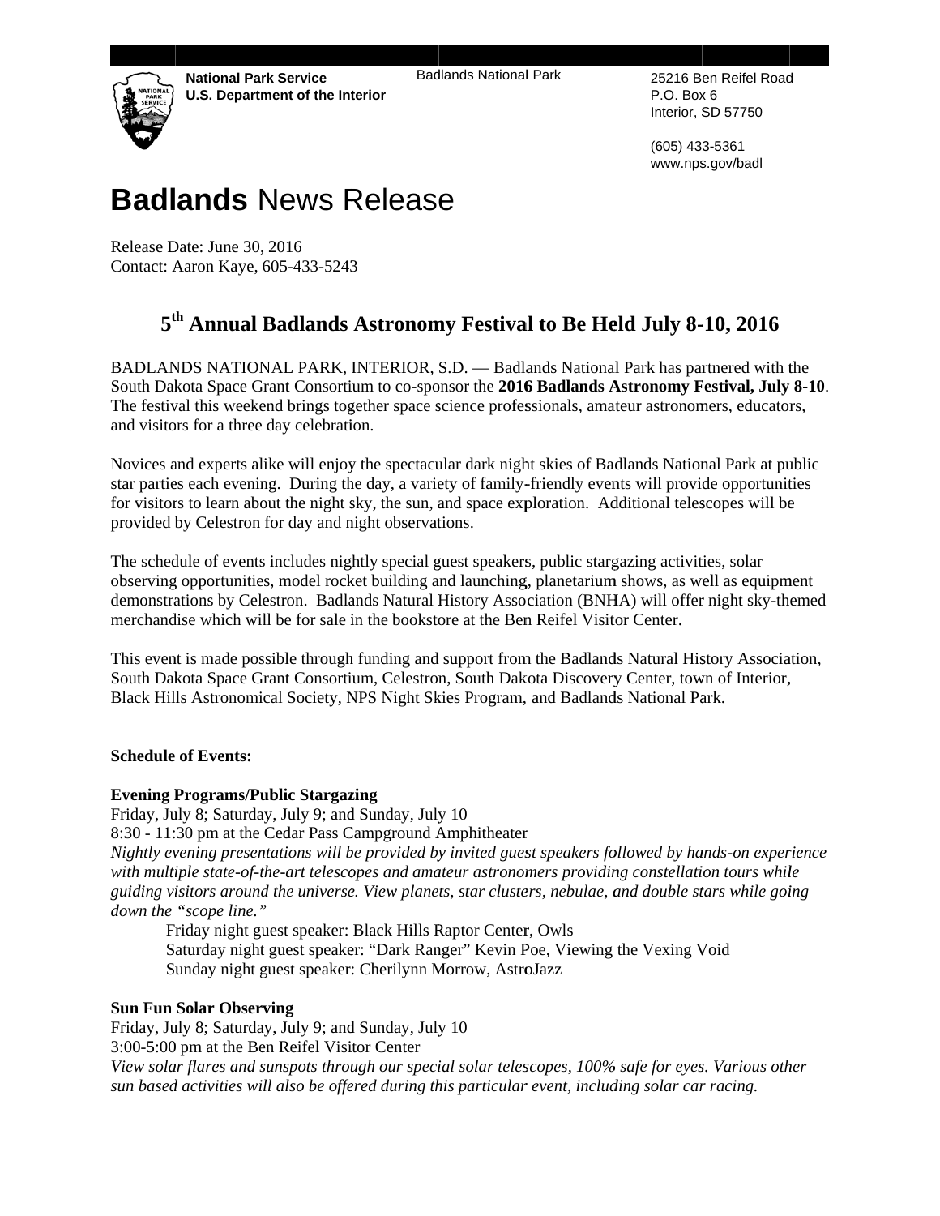**National Park Service**
**U.S. Department of the Interior**

Badlands National Park

25216 Ben Reifel Road
P.O. Box 6
Interior, SD 57750

(605) 433-5361
www.nps.gov/badl

# **Badlands** News Release

Release Date: June 30, 2016
Contact: Aaron Kaye, 605-433-5243

## 5th Annual Badlands Astronomy Festival to Be Held July 8-10, 2016

BADLANDS NATIONAL PARK, INTERIOR, S.D. — Badlands National Park has partnered with the South Dakota Space Grant Consortium to co-sponsor the **2016 Badlands Astronomy Festival, July 8-10**. The festival this weekend brings together space science professionals, amateur astronomers, educators, and visitors for a three day celebration.

Novices and experts alike will enjoy the spectacular dark night skies of Badlands National Park at public star parties each evening. During the day, a variety of family-friendly events will provide opportunities for visitors to learn about the night sky, the sun, and space exploration. Additional telescopes will be provided by Celestron for day and night observations.

The schedule of events includes nightly special guest speakers, public stargazing activities, solar observing opportunities, model rocket building and launching, planetarium shows, as well as equipment demonstrations by Celestron. Badlands Natural History Association (BNHA) will offer night sky-themed merchandise which will be for sale in the bookstore at the Ben Reifel Visitor Center.

This event is made possible through funding and support from the Badlands Natural History Association, South Dakota Space Grant Consortium, Celestron, South Dakota Discovery Center, town of Interior, Black Hills Astronomical Society, NPS Night Skies Program, and Badlands National Park.

**Schedule of Events:**

**Evening Programs/Public Stargazing**
Friday, July 8; Saturday, July 9; and Sunday, July 10
8:30 - 11:30 pm at the Cedar Pass Campground Amphitheater
*Nightly evening presentations will be provided by invited guest speakers followed by hands-on experience with multiple state-of-the-art telescopes and amateur astronomers providing constellation tours while guiding visitors around the universe. View planets, star clusters, nebulae, and double stars while going down the "scope line."*

Friday night guest speaker: Black Hills Raptor Center, Owls
Saturday night guest speaker: "Dark Ranger" Kevin Poe, Viewing the Vexing Void
Sunday night guest speaker: Cherilynn Morrow, AstroJazz

**Sun Fun Solar Observing**
Friday, July 8; Saturday, July 9; and Sunday, July 10
3:00-5:00 pm at the Ben Reifel Visitor Center
*View solar flares and sunspots through our special solar telescopes, 100% safe for eyes. Various other sun based activities will also be offered during this particular event, including solar car racing.*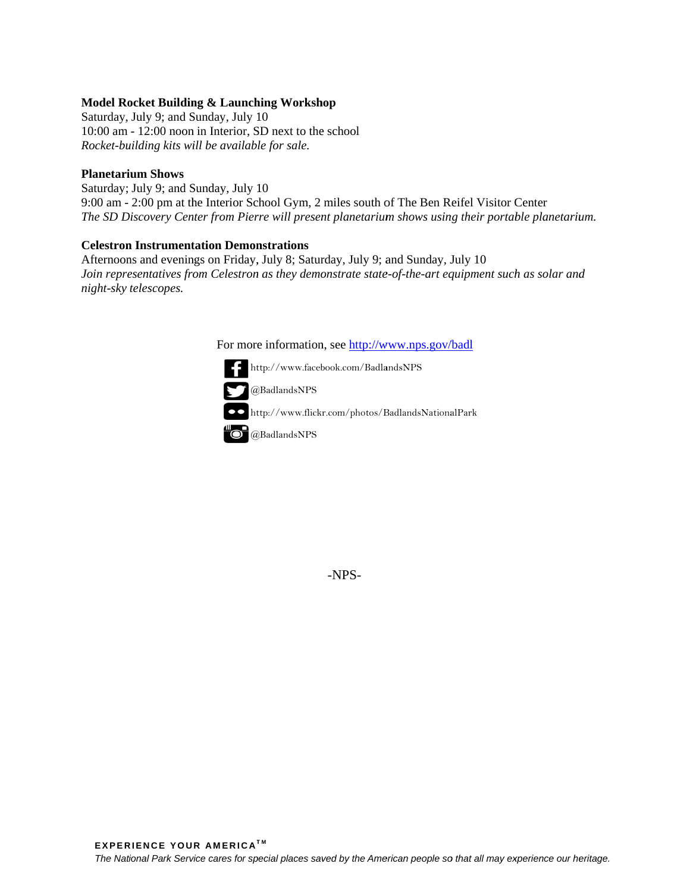**Model Rocket Building & Launching Workshop**
Saturday, July 9; and Sunday, July 10
10:00 am - 12:00 noon in Interior, SD next to the school
*Rocket-building kits will be available for sale.*

**Planetarium Shows**
Saturday; July 9; and Sunday, July 10
9:00 am - 2:00 pm at the Interior School Gym, 2 miles south of The Ben Reifel Visitor Center
*The SD Discovery Center from Pierre will present planetarium shows using their portable planetarium.*

**Celestron Instrumentation Demonstrations**
Afternoons and evenings on Friday, July 8; Saturday, July 9; and Sunday, July 10
*Join representatives from Celestron as they demonstrate state-of-the-art equipment such as solar and night-sky telescopes.*

For more information, see http://www.nps.gov/badl

http://www.facebook.com/BadlandsNPS

@BadlandsNPS

http://www.flickr.com/photos/BadlandsNationalPark

@BadlandsNPS

-NPS-

**EXPERIENCE YOUR AMERICA™**

*The National Park Service cares for special places saved by the American people so that all may experience our heritage.*